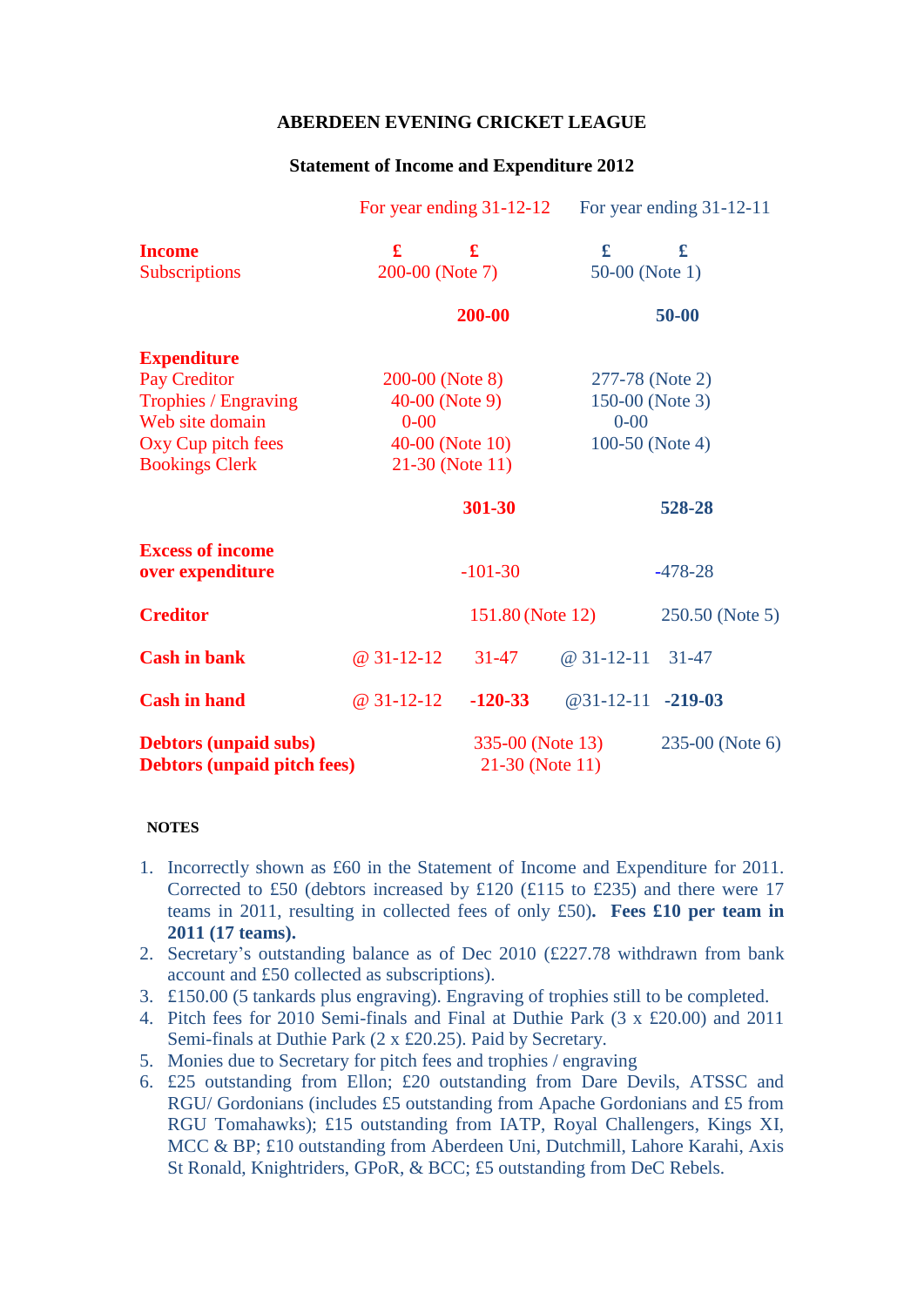# ABERDEEN EVENING CRICKET LEAGUE

## Statement of Income and Expenditure 2012

| | For year ending 31-12-12 | | For year ending 31-12-11 | |
|---|---|---|---|---|
| **Income** | **£** | **£** | **£** | **£** |
| Subscriptions | 200-00 (Note 7) | | 50-00 (Note 1) | |
| | | **200-00** | | **50-00** |
| **Expenditure** | | | | |
| Pay Creditor | 200-00 (Note 8) | | 277-78 (Note 2) | |
| Trophies / Engraving | 40-00 (Note 9) | | 150-00 (Note 3) | |
| Web site domain | 0-00 | | 0-00 | |
| Oxy Cup pitch fees | 40-00 (Note 10) | | 100-50 (Note 4) | |
| Bookings Clerk | 21-30 (Note 11) | | | |
| | | **301-30** | | **528-28** |
| **Excess of income over expenditure** | | -101-30 | | -478-28 |
| **Creditor** | | 151.80 (Note 12) | | 250.50 (Note 5) |
| **Cash in bank** | @ 31-12-12 | 31-47 | @ 31-12-11 | 31-47 |
| **Cash in hand** | @ 31-12-12 | **-120-33** | @31-12-11 | **-219-03** |
| **Debtors (unpaid subs)** | | 335-00 (Note 13) | | 235-00 (Note 6) |
| **Debtors (unpaid pitch fees)** | | 21-30 (Note 11) | | |

**NOTES**

1. Incorrectly shown as £60 in the Statement of Income and Expenditure for 2011. Corrected to £50 (debtors increased by £120 (£115 to £235) and there were 17 teams in 2011, resulting in collected fees of only £50). **Fees £10 per team in 2011 (17 teams).**
2. Secretary's outstanding balance as of Dec 2010 (£227.78 withdrawn from bank account and £50 collected as subscriptions).
3. £150.00 (5 tankards plus engraving). Engraving of trophies still to be completed.
4. Pitch fees for 2010 Semi-finals and Final at Duthie Park (3 x £20.00) and 2011 Semi-finals at Duthie Park (2 x £20.25). Paid by Secretary.
5. Monies due to Secretary for pitch fees and trophies / engraving
6. £25 outstanding from Ellon; £20 outstanding from Dare Devils, ATSSC and RGU/ Gordonians (includes £5 outstanding from Apache Gordonians and £5 from RGU Tomahawks); £15 outstanding from IATP, Royal Challengers, Kings XI, MCC & BP; £10 outstanding from Aberdeen Uni, Dutchmill, Lahore Karahi, Axis St Ronald, Knightriders, GPoR, & BCC; £5 outstanding from DeC Rebels.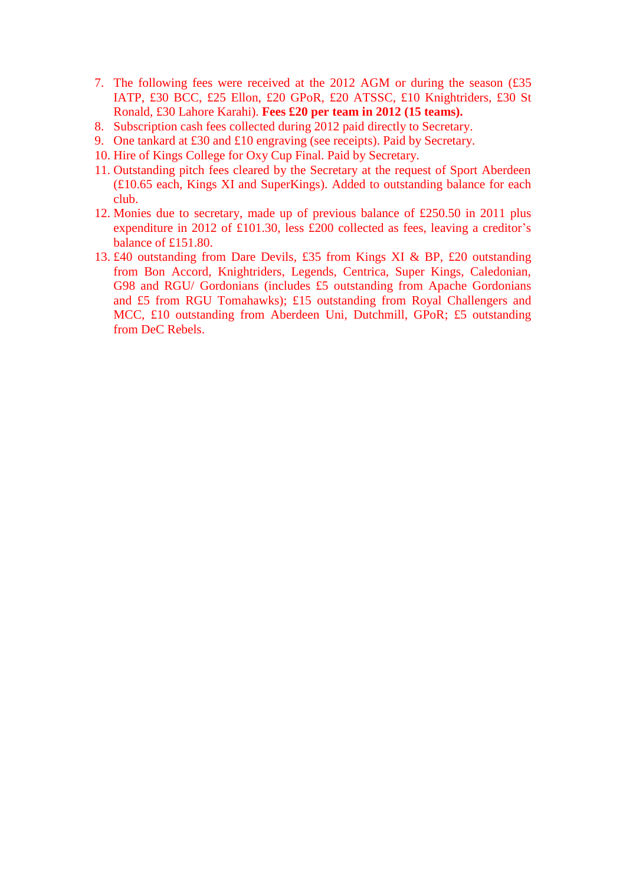7. The following fees were received at the 2012 AGM or during the season (£35 IATP, £30 BCC, £25 Ellon, £20 GPoR, £20 ATSSC, £10 Knightriders, £30 St Ronald, £30 Lahore Karahi). **Fees £20 per team in 2012 (15 teams).**
8. Subscription cash fees collected during 2012 paid directly to Secretary.
9. One tankard at £30 and £10 engraving (see receipts). Paid by Secretary.
10. Hire of Kings College for Oxy Cup Final. Paid by Secretary.
11. Outstanding pitch fees cleared by the Secretary at the request of Sport Aberdeen (£10.65 each, Kings XI and SuperKings). Added to outstanding balance for each club.
12. Monies due to secretary, made up of previous balance of £250.50 in 2011 plus expenditure in 2012 of £101.30, less £200 collected as fees, leaving a creditor's balance of £151.80.
13. £40 outstanding from Dare Devils, £35 from Kings XI & BP, £20 outstanding from Bon Accord, Knightriders, Legends, Centrica, Super Kings, Caledonian, G98 and RGU/ Gordonians (includes £5 outstanding from Apache Gordonians and £5 from RGU Tomahawks); £15 outstanding from Royal Challengers and MCC, £10 outstanding from Aberdeen Uni, Dutchmill, GPoR; £5 outstanding from DeC Rebels.